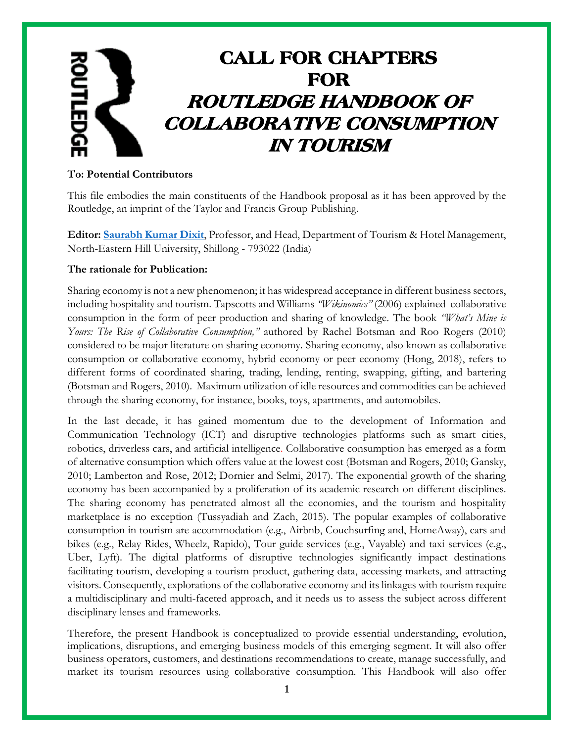# CALL FOR CHAPTERS FOR *ROUTLEDGE HANDBOOK OF COLLABORATIVE CONSUMPTION IN TOURISM*

**To: Potential Contributors**

This file embodies the main constituents of the Handbook proposal as it has been approved by the Routledge, an imprint of the Taylor and Francis Group Publishing.

**Editor: Saurabh Kumar Dixit**, Professor, and Head, Department of Tourism & Hotel Management, North-Eastern Hill University, Shillong - 793022 (India)

**The rationale for Publication:**

Sharing economy is not a new phenomenon; it has widespread acceptance in different business sectors, including hospitality and tourism. Tapscotts and Williams *"Wikinomics"* (2006) explained collaborative consumption in the form of peer production and sharing of knowledge. The book *"What's Mine is Yours: The Rise of Collaborative Consumption,"* authored by Rachel Botsman and Roo Rogers (2010) considered to be major literature on sharing economy. Sharing economy, also known as collaborative consumption or collaborative economy, hybrid economy or peer economy (Hong, 2018), refers to different forms of coordinated sharing, trading, lending, renting, swapping, gifting, and bartering (Botsman and Rogers, 2010). Maximum utilization of idle resources and commodities can be achieved through the sharing economy, for instance, books, toys, apartments, and automobiles.

In the last decade, it has gained momentum due to the development of Information and Communication Technology (ICT) and disruptive technologies platforms such as smart cities, robotics, driverless cars, and artificial intelligence. Collaborative consumption has emerged as a form of alternative consumption which offers value at the lowest cost (Botsman and Rogers, 2010; Gansky, 2010; Lamberton and Rose, 2012; Dornier and Selmi, 2017). The exponential growth of the sharing economy has been accompanied by a proliferation of its academic research on different disciplines. The sharing economy has penetrated almost all the economies, and the tourism and hospitality marketplace is no exception (Tussyadiah and Zach, 2015). The popular examples of collaborative consumption in tourism are accommodation (e.g., Airbnb, Couchsurfing and, HomeAway), cars and bikes (e.g., Relay Rides, Wheelz, Rapido), Tour guide services (e.g., Vayable) and taxi services (e.g., Uber, Lyft). The digital platforms of disruptive technologies significantly impact destinations facilitating tourism, developing a tourism product, gathering data, accessing markets, and attracting visitors. Consequently, explorations of the collaborative economy and its linkages with tourism require a multidisciplinary and multi-faceted approach, and it needs us to assess the subject across different disciplinary lenses and frameworks.

Therefore, the present Handbook is conceptualized to provide essential understanding, evolution, implications, disruptions, and emerging business models of this emerging segment. It will also offer business operators, customers, and destinations recommendations to create, manage successfully, and market its tourism resources using collaborative consumption. This Handbook will also offer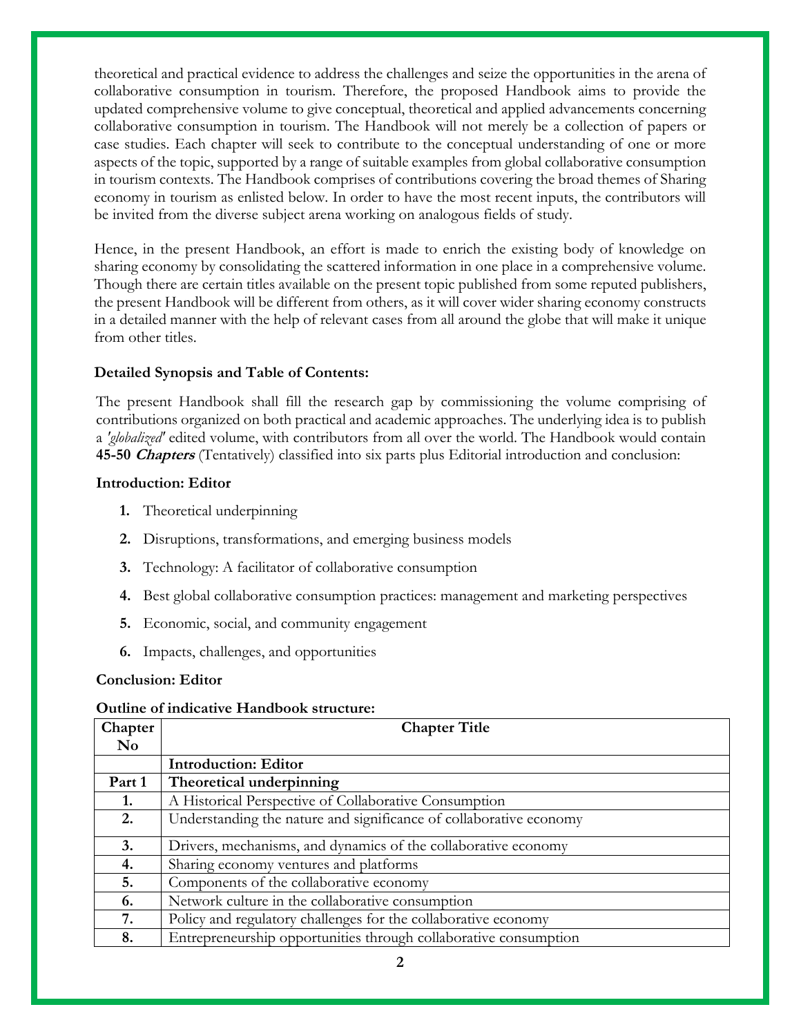theoretical and practical evidence to address the challenges and seize the opportunities in the arena of collaborative consumption in tourism. Therefore, the proposed Handbook aims to provide the updated comprehensive volume to give conceptual, theoretical and applied advancements concerning collaborative consumption in tourism. The Handbook will not merely be a collection of papers or case studies. Each chapter will seek to contribute to the conceptual understanding of one or more aspects of the topic, supported by a range of suitable examples from global collaborative consumption in tourism contexts. The Handbook comprises of contributions covering the broad themes of Sharing economy in tourism as enlisted below. In order to have the most recent inputs, the contributors will be invited from the diverse subject arena working on analogous fields of study.

Hence, in the present Handbook, an effort is made to enrich the existing body of knowledge on sharing economy by consolidating the scattered information in one place in a comprehensive volume. Though there are certain titles available on the present topic published from some reputed publishers, the present Handbook will be different from others, as it will cover wider sharing economy constructs in a detailed manner with the help of relevant cases from all around the globe that will make it unique from other titles.

**Detailed Synopsis and Table of Contents:**

The present Handbook shall fill the research gap by commissioning the volume comprising of contributions organized on both practical and academic approaches. The underlying idea is to publish a '*globalized*' edited volume, with contributors from all over the world. The Handbook would contain **45-50 *Chapters*** (Tentatively) classified into six parts plus Editorial introduction and conclusion:

**Introduction: Editor**

1. Theoretical underpinning
2. Disruptions, transformations, and emerging business models
3. Technology: A facilitator of collaborative consumption
4. Best global collaborative consumption practices: management and marketing perspectives
5. Economic, social, and community engagement
6. Impacts, challenges, and opportunities

**Conclusion: Editor**

**Outline of indicative Handbook structure:**

| Chapter No | Chapter Title |
|---|---|
| | **Introduction: Editor** |
| **Part 1** | **Theoretical underpinning** |
| **1.** | A Historical Perspective of Collaborative Consumption |
| **2.** | Understanding the nature and significance of collaborative economy |
| **3.** | Drivers, mechanisms, and dynamics of the collaborative economy |
| **4.** | Sharing economy ventures and platforms |
| **5.** | Components of the collaborative economy |
| **6.** | Network culture in the collaborative consumption |
| **7.** | Policy and regulatory challenges for the collaborative economy |
| **8.** | Entrepreneurship opportunities through collaborative consumption |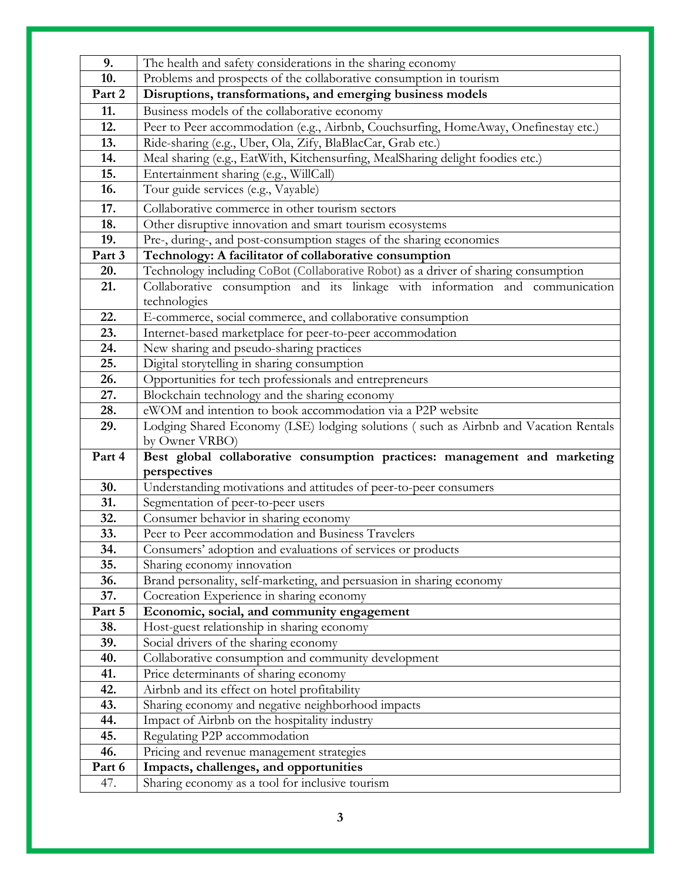| | |
|---|---|
| **9.** | The health and safety considerations in the sharing economy |
| **10.** | Problems and prospects of the collaborative consumption in tourism |
| **Part 2** | **Disruptions, transformations, and emerging business models** |
| **11.** | Business models of the collaborative economy |
| **12.** | Peer to Peer accommodation (e.g., Airbnb, Couchsurfing, HomeAway, Onefinestay etc.) |
| **13.** | Ride-sharing (e.g., Uber, Ola, Zify, BlaBlacCar, Grab etc.) |
| **14.** | Meal sharing (e.g., EatWith, Kitchensurfing, MealSharing delight foodies etc.) |
| **15.** | Entertainment sharing (e.g., WillCall) |
| **16.** | Tour guide services (e.g., Vayable) |
| **17.** | Collaborative commerce in other tourism sectors |
| **18.** | Other disruptive innovation and smart tourism ecosystems |
| **19.** | Pre-, during-, and post-consumption stages of the sharing economies |
| **Part 3** | **Technology: A facilitator of collaborative consumption** |
| **20.** | Technology including CoBot (Collaborative Robot) as a driver of sharing consumption |
| **21.** | Collaborative consumption and its linkage with information and communication technologies |
| **22.** | E-commerce, social commerce, and collaborative consumption |
| **23.** | Internet-based marketplace for peer-to-peer accommodation |
| **24.** | New sharing and pseudo-sharing practices |
| **25.** | Digital storytelling in sharing consumption |
| **26.** | Opportunities for tech professionals and entrepreneurs |
| **27.** | Blockchain technology and the sharing economy |
| **28.** | eWOM and intention to book accommodation via a P2P website |
| **29.** | Lodging Shared Economy (LSE) lodging solutions ( such as Airbnb and Vacation Rentals by Owner VRBO) |
| **Part 4** | **Best global collaborative consumption practices: management and marketing perspectives** |
| **30.** | Understanding motivations and attitudes of peer-to-peer consumers |
| **31.** | Segmentation of peer-to-peer users |
| **32.** | Consumer behavior in sharing economy |
| **33.** | Peer to Peer accommodation and Business Travelers |
| **34.** | Consumers' adoption and evaluations of services or products |
| **35.** | Sharing economy innovation |
| **36.** | Brand personality, self-marketing, and persuasion in sharing economy |
| **37.** | Cocreation Experience in sharing economy |
| **Part 5** | **Economic, social, and community engagement** |
| **38.** | Host-guest relationship in sharing economy |
| **39.** | Social drivers of the sharing economy |
| **40.** | Collaborative consumption and community development |
| **41.** | Price determinants of sharing economy |
| **42.** | Airbnb and its effect on hotel profitability |
| **43.** | Sharing economy and negative neighborhood impacts |
| **44.** | Impact of Airbnb on the hospitality industry |
| **45.** | Regulating P2P accommodation |
| **46.** | Pricing and revenue management strategies |
| **Part 6** | **Impacts, challenges, and opportunities** |
| 47. | Sharing economy as a tool for inclusive tourism |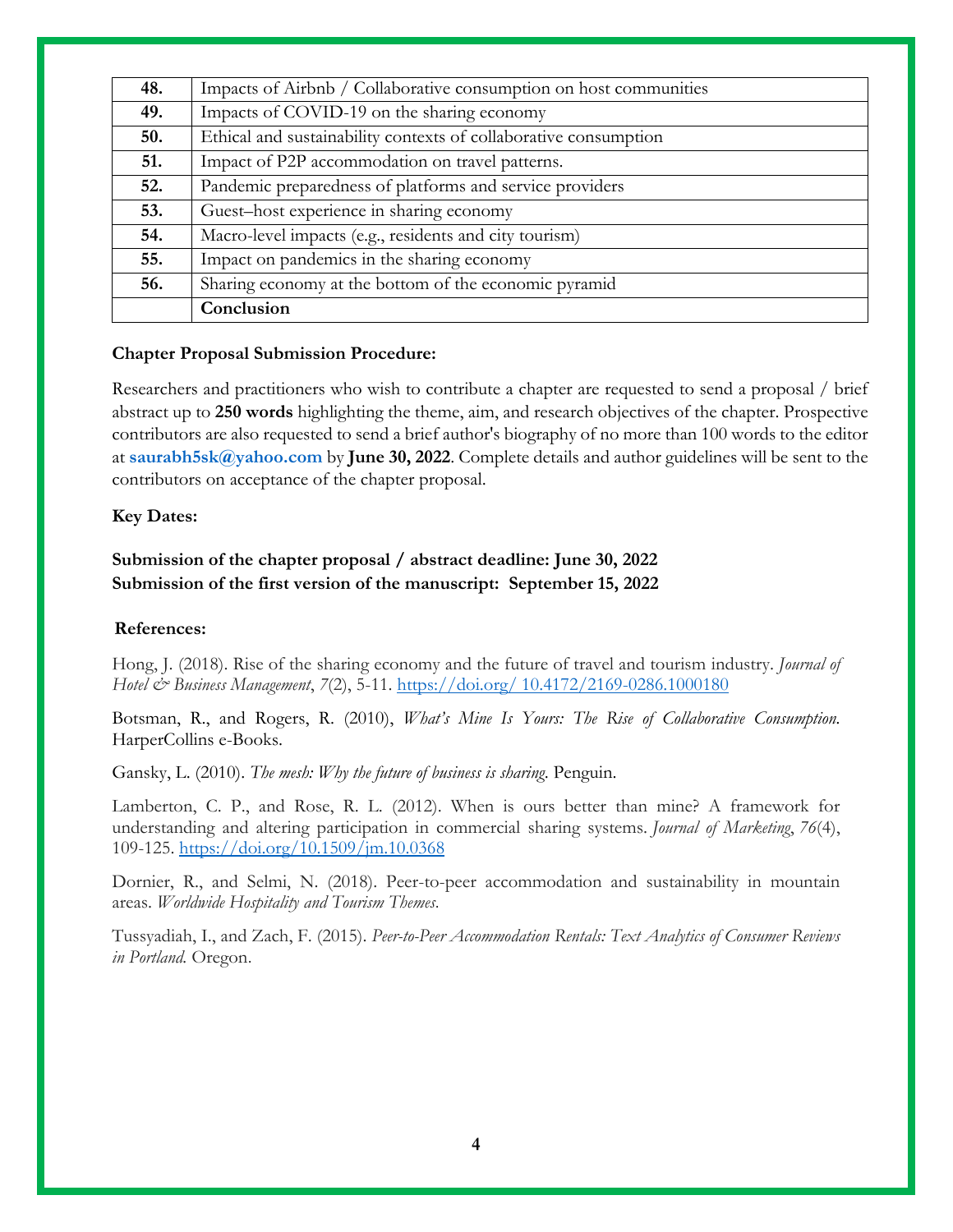| | |
|---|---|
| **48.** | Impacts of Airbnb / Collaborative consumption on host communities |
| **49.** | Impacts of COVID-19 on the sharing economy |
| **50.** | Ethical and sustainability contexts of collaborative consumption |
| **51.** | Impact of P2P accommodation on travel patterns. |
| **52.** | Pandemic preparedness of platforms and service providers |
| **53.** | Guest–host experience in sharing economy |
| **54.** | Macro-level impacts (e.g., residents and city tourism) |
| **55.** | Impact on pandemics in the sharing economy |
| **56.** | Sharing economy at the bottom of the economic pyramid |
| | **Conclusion** |

**Chapter Proposal Submission Procedure:**

Researchers and practitioners who wish to contribute a chapter are requested to send a proposal / brief abstract up to **250 words** highlighting the theme, aim, and research objectives of the chapter. Prospective contributors are also requested to send a brief author's biography of no more than 100 words to the editor at **saurabh5sk@yahoo.com** by **June 30, 2022**. Complete details and author guidelines will be sent to the contributors on acceptance of the chapter proposal.

**Key Dates:**

**Submission of the chapter proposal / abstract deadline: June 30, 2022**
**Submission of the first version of the manuscript: September 15, 2022**

**References:**

Hong, J. (2018). Rise of the sharing economy and the future of travel and tourism industry. *Journal of Hotel & Business Management*, *7*(2), 5-11. https://doi.org/ 10.4172/2169-0286.1000180

Botsman, R., and Rogers, R. (2010), *What's Mine Is Yours: The Rise of Collaborative Consumption.* HarperCollins e-Books.

Gansky, L. (2010). *The mesh: Why the future of business is sharing.* Penguin.

Lamberton, C. P., and Rose, R. L. (2012). When is ours better than mine? A framework for understanding and altering participation in commercial sharing systems. *Journal of Marketing*, *76*(4), 109-125. https://doi.org/10.1509/jm.10.0368

Dornier, R., and Selmi, N. (2018). Peer-to-peer accommodation and sustainability in mountain areas. *Worldwide Hospitality and Tourism Themes.*

Tussyadiah, I., and Zach, F. (2015). *Peer-to-Peer Accommodation Rentals: Text Analytics of Consumer Reviews in Portland.* Oregon.